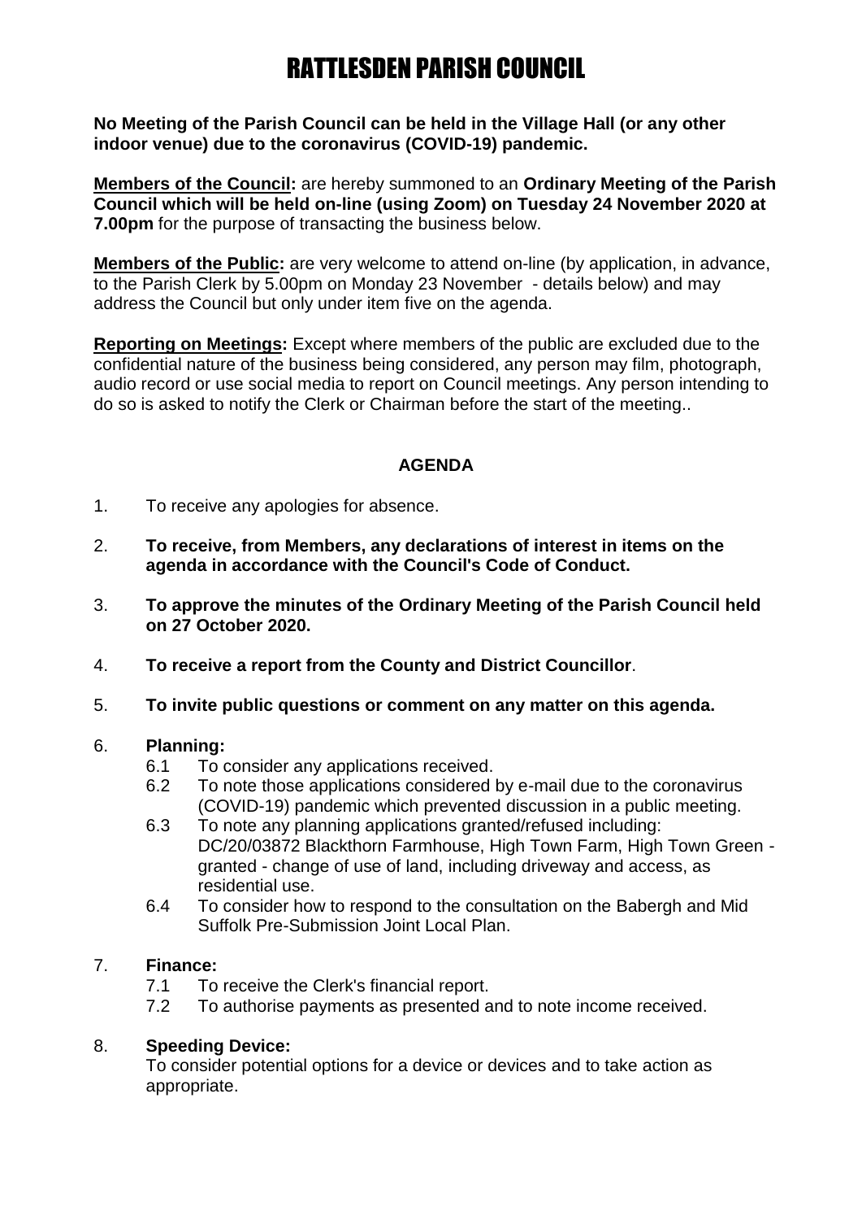# RATTLESDEN PARISH COUNCIL

**No Meeting of the Parish Council can be held in the Village Hall (or any other indoor venue) due to the coronavirus (COVID-19) pandemic.**

**Members of the Council:** are hereby summoned to an **Ordinary Meeting of the Parish Council which will be held on-line (using Zoom) on Tuesday 24 November 2020 at 7.00pm** for the purpose of transacting the business below.

**Members of the Public:** are very welcome to attend on-line (by application, in advance, to the Parish Clerk by 5.00pm on Monday 23 November - details below) and may address the Council but only under item five on the agenda.

**Reporting on Meetings:** Except where members of the public are excluded due to the confidential nature of the business being considered, any person may film, photograph, audio record or use social media to report on Council meetings. Any person intending to do so is asked to notify the Clerk or Chairman before the start of the meeting..

## AGENDA

1. To receive any apologies for absence.

2. **To receive, from Members, any declarations of interest in items on the agenda in accordance with the Council's Code of Conduct.**

3. **To approve the minutes of the Ordinary Meeting of the Parish Council held on 27 October 2020.**

4. **To receive a report from the County and District Councillor**.

5. **To invite public questions or comment on any matter on this agenda.**

6. **Planning:**
   - 6.1 To consider any applications received.
   - 6.2 To note those applications considered by e-mail due to the coronavirus (COVID-19) pandemic which prevented discussion in a public meeting.
   - 6.3 To note any planning applications granted/refused including: DC/20/03872 Blackthorn Farmhouse, High Town Farm, High Town Green - granted - change of use of land, including driveway and access, as residential use.
   - 6.4 To consider how to respond to the consultation on the Babergh and Mid Suffolk Pre-Submission Joint Local Plan.

7. **Finance:**
   - 7.1 To receive the Clerk's financial report.
   - 7.2 To authorise payments as presented and to note income received.

8. **Speeding Device:**
   To consider potential options for a device or devices and to take action as appropriate.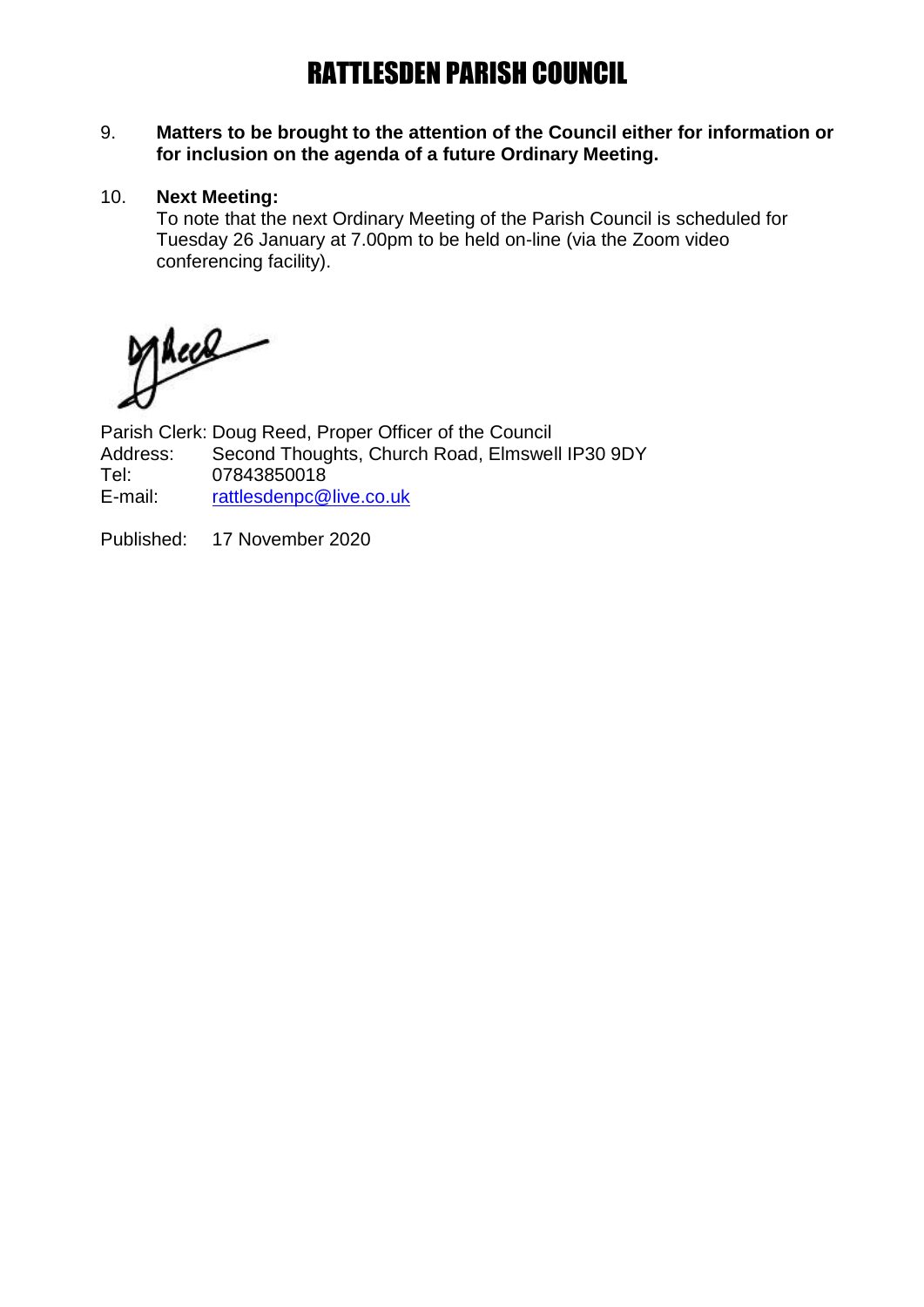# RATTLESDEN PARISH COUNCIL

9. **Matters to be brought to the attention of the Council either for information or for inclusion on the agenda of a future Ordinary Meeting.**

10. **Next Meeting:**
    To note that the next Ordinary Meeting of the Parish Council is scheduled for Tuesday 26 January at 7.00pm to be held on-line (via the Zoom video conferencing facility).

Parish Clerk: Doug Reed, Proper Officer of the Council
Address: Second Thoughts, Church Road, Elmswell IP30 9DY
Tel: 07843850018
E-mail: rattlesdenpc@live.co.uk

Published: 17 November 2020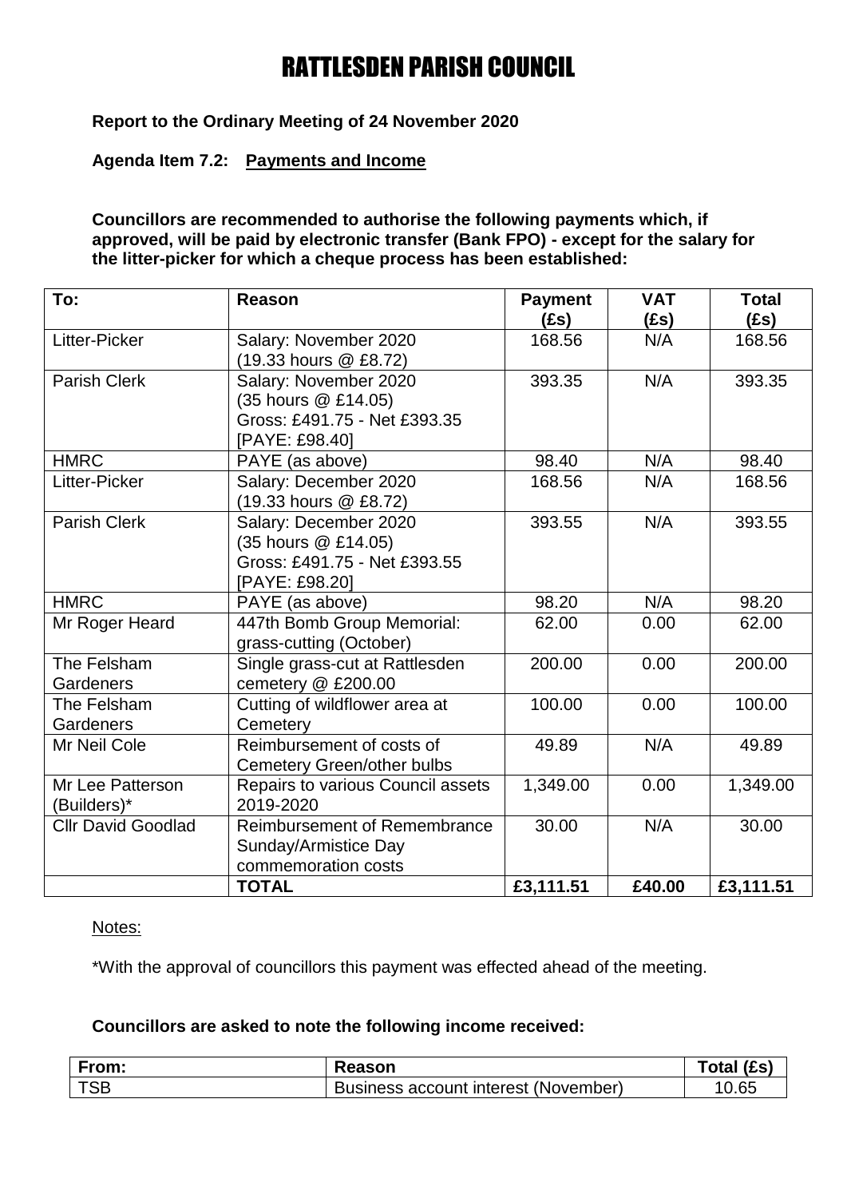# RATTLESDEN PARISH COUNCIL

**Report to the Ordinary Meeting of 24 November 2020**

**Agenda Item 7.2: Payments and Income**

**Councillors are recommended to authorise the following payments which, if approved, will be paid by electronic transfer (Bank FPO) - except for the salary for the litter-picker for which a cheque process has been established:**

| To: | Reason | Payment (£s) | VAT (£s) | Total (£s) |
|---|---|---|---|---|
| Litter-Picker | Salary: November 2020 (19.33 hours @ £8.72) | 168.56 | N/A | 168.56 |
| Parish Clerk | Salary: November 2020 (35 hours @ £14.05) Gross: £491.75 - Net £393.35 [PAYE: £98.40] | 393.35 | N/A | 393.35 |
| HMRC | PAYE (as above) | 98.40 | N/A | 98.40 |
| Litter-Picker | Salary: December 2020 (19.33 hours @ £8.72) | 168.56 | N/A | 168.56 |
| Parish Clerk | Salary: December 2020 (35 hours @ £14.05) Gross: £491.75 - Net £393.55 [PAYE: £98.20] | 393.55 | N/A | 393.55 |
| HMRC | PAYE (as above) | 98.20 | N/A | 98.20 |
| Mr Roger Heard | 447th Bomb Group Memorial: grass-cutting (October) | 62.00 | 0.00 | 62.00 |
| The Felsham Gardeners | Single grass-cut at Rattlesden cemetery @ £200.00 | 200.00 | 0.00 | 200.00 |
| The Felsham Gardeners | Cutting of wildflower area at Cemetery | 100.00 | 0.00 | 100.00 |
| Mr Neil Cole | Reimbursement of costs of Cemetery Green/other bulbs | 49.89 | N/A | 49.89 |
| Mr Lee Patterson (Builders)* | Repairs to various Council assets 2019-2020 | 1,349.00 | 0.00 | 1,349.00 |
| Cllr David Goodlad | Reimbursement of Remembrance Sunday/Armistice Day commemoration costs | 30.00 | N/A | 30.00 |
| | **TOTAL** | **£3,111.51** | **£40.00** | **£3,111.51** |

Notes:

*With the approval of councillors this payment was effected ahead of the meeting.

**Councillors are asked to note the following income received:**

| From: | Reason | Total (£s) |
|---|---|---|
| TSB | Business account interest (November) | 10.65 |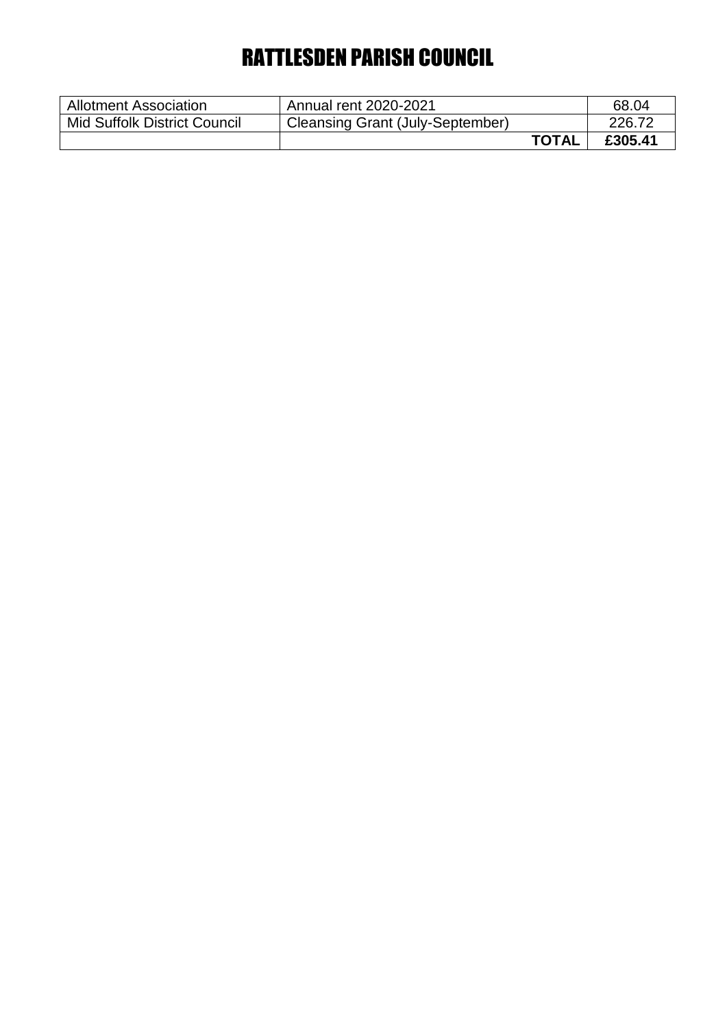# RATTLESDEN PARISH COUNCIL

| | | |
|---|---|---|
| Allotment Association | Annual rent 2020-2021 | 68.04 |
| Mid Suffolk District Council | Cleansing Grant (July-September) | 226.72 |
| | **TOTAL** | **£305.41** |